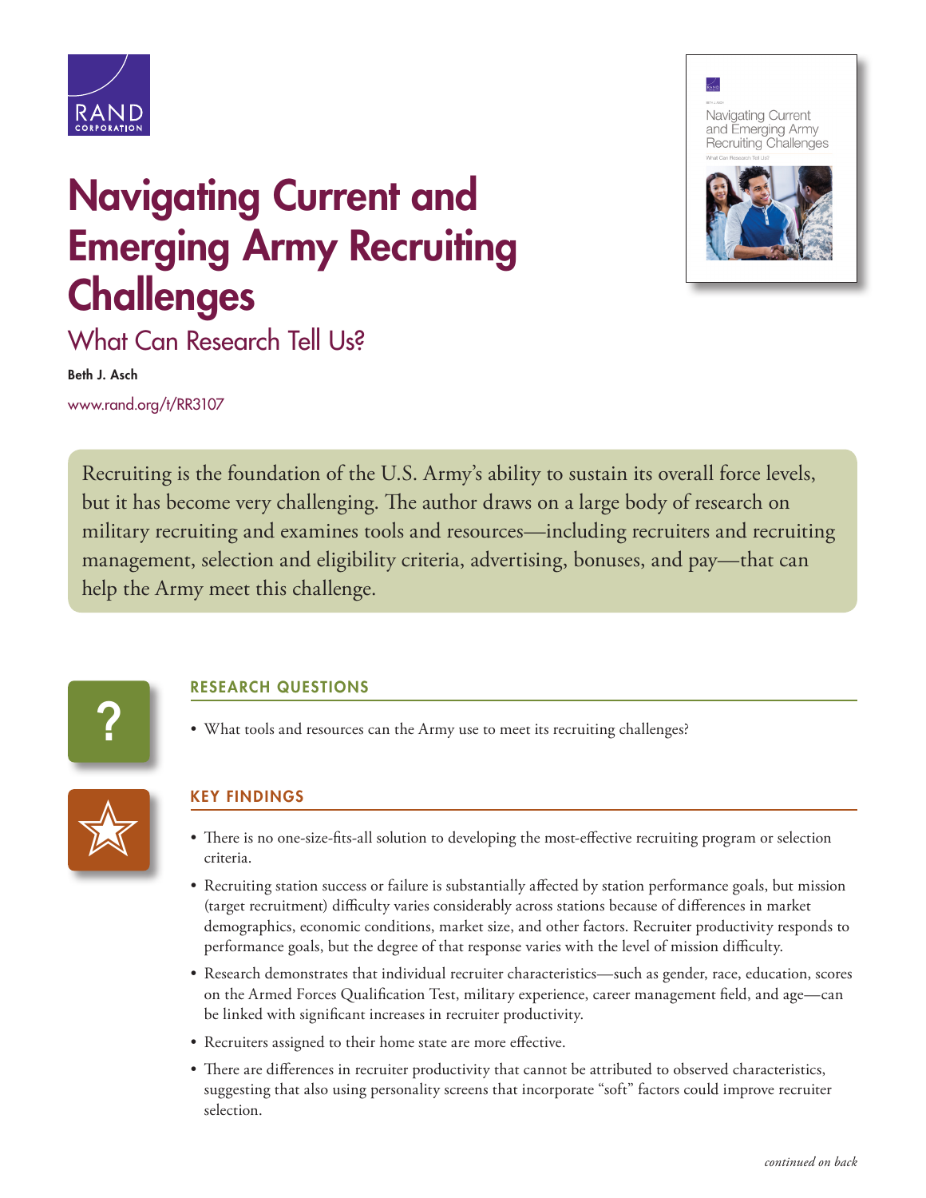# Navigating Current and Emerging Army Recruiting Challenges

## What Can Research Tell Us?

**Beth J. Asch**

www.rand.org/t/RR3107

Recruiting is the foundation of the U.S. Army's ability to sustain its overall force levels, but it has become very challenging. The author draws on a large body of research on military recruiting and examines tools and resources—including recruiters and recruiting management, selection and eligibility criteria, advertising, bonuses, and pay—that can help the Army meet this challenge.

### RESEARCH QUESTIONS

- What tools and resources can the Army use to meet its recruiting challenges?

### KEY FINDINGS

- There is no one-size-fits-all solution to developing the most-effective recruiting program or selection criteria.
- Recruiting station success or failure is substantially affected by station performance goals, but mission (target recruitment) difficulty varies considerably across stations because of differences in market demographics, economic conditions, market size, and other factors. Recruiter productivity responds to performance goals, but the degree of that response varies with the level of mission difficulty.
- Research demonstrates that individual recruiter characteristics—such as gender, race, education, scores on the Armed Forces Qualification Test, military experience, career management field, and age—can be linked with significant increases in recruiter productivity.
- Recruiters assigned to their home state are more effective.
- There are differences in recruiter productivity that cannot be attributed to observed characteristics, suggesting that also using personality screens that incorporate "soft" factors could improve recruiter selection.

*continued on back*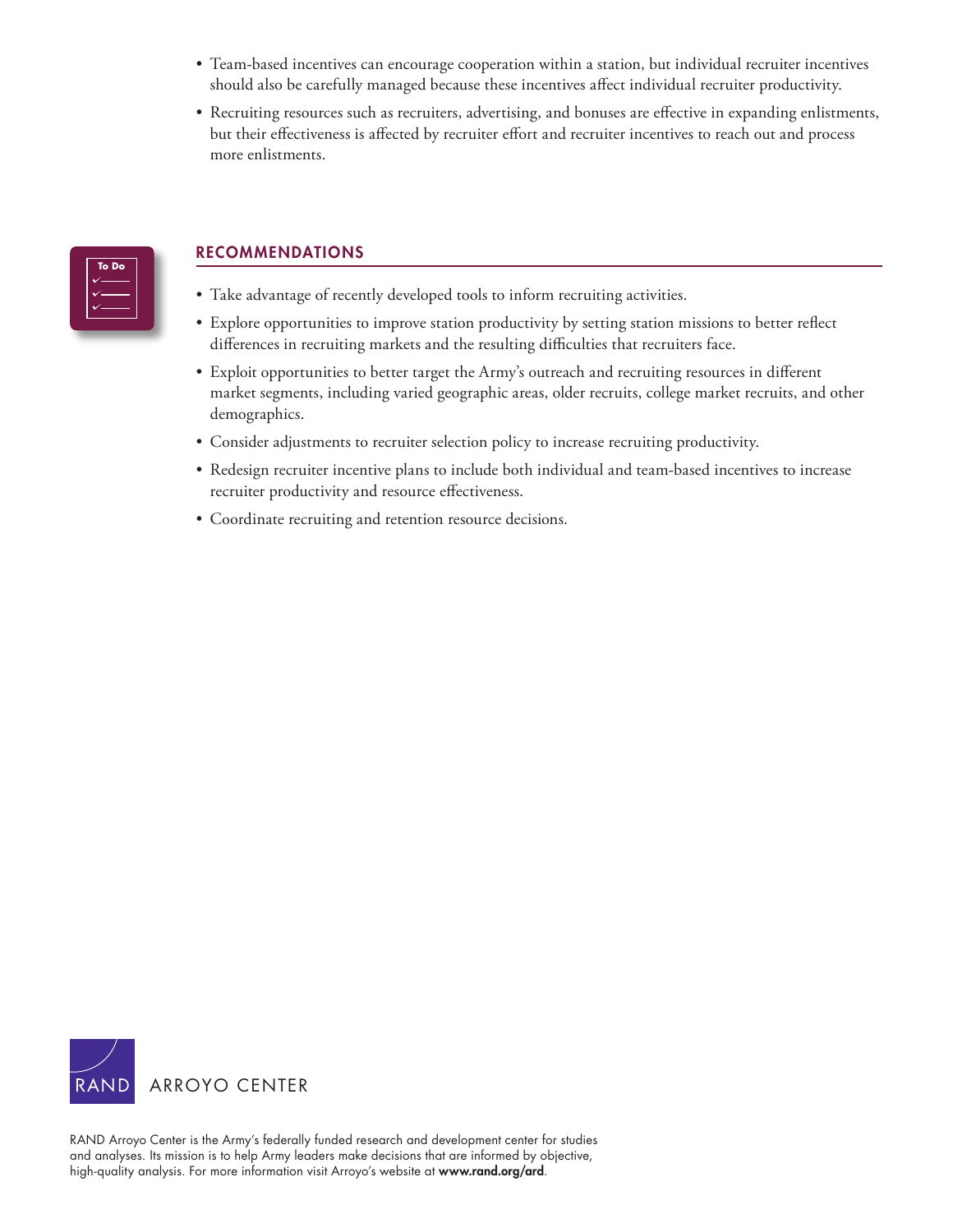- Team-based incentives can encourage cooperation within a station, but individual recruiter incentives should also be carefully managed because these incentives affect individual recruiter productivity.
- Recruiting resources such as recruiters, advertising, and bonuses are effective in expanding enlistments, but their effectiveness is affected by recruiter effort and recruiter incentives to reach out and process more enlistments.

## RECOMMENDATIONS

- Take advantage of recently developed tools to inform recruiting activities.
- Explore opportunities to improve station productivity by setting station missions to better reflect differences in recruiting markets and the resulting difficulties that recruiters face.
- Exploit opportunities to better target the Army's outreach and recruiting resources in different market segments, including varied geographic areas, older recruits, college market recruits, and other demographics.
- Consider adjustments to recruiter selection policy to increase recruiting productivity.
- Redesign recruiter incentive plans to include both individual and team-based incentives to increase recruiter productivity and resource effectiveness.
- Coordinate recruiting and retention resource decisions.

RAND ARROYO CENTER

RAND Arroyo Center is the Army's federally funded research and development center for studies and analyses. Its mission is to help Army leaders make decisions that are informed by objective, high-quality analysis. For more information visit Arroyo's website at **www.rand.org/ard**.